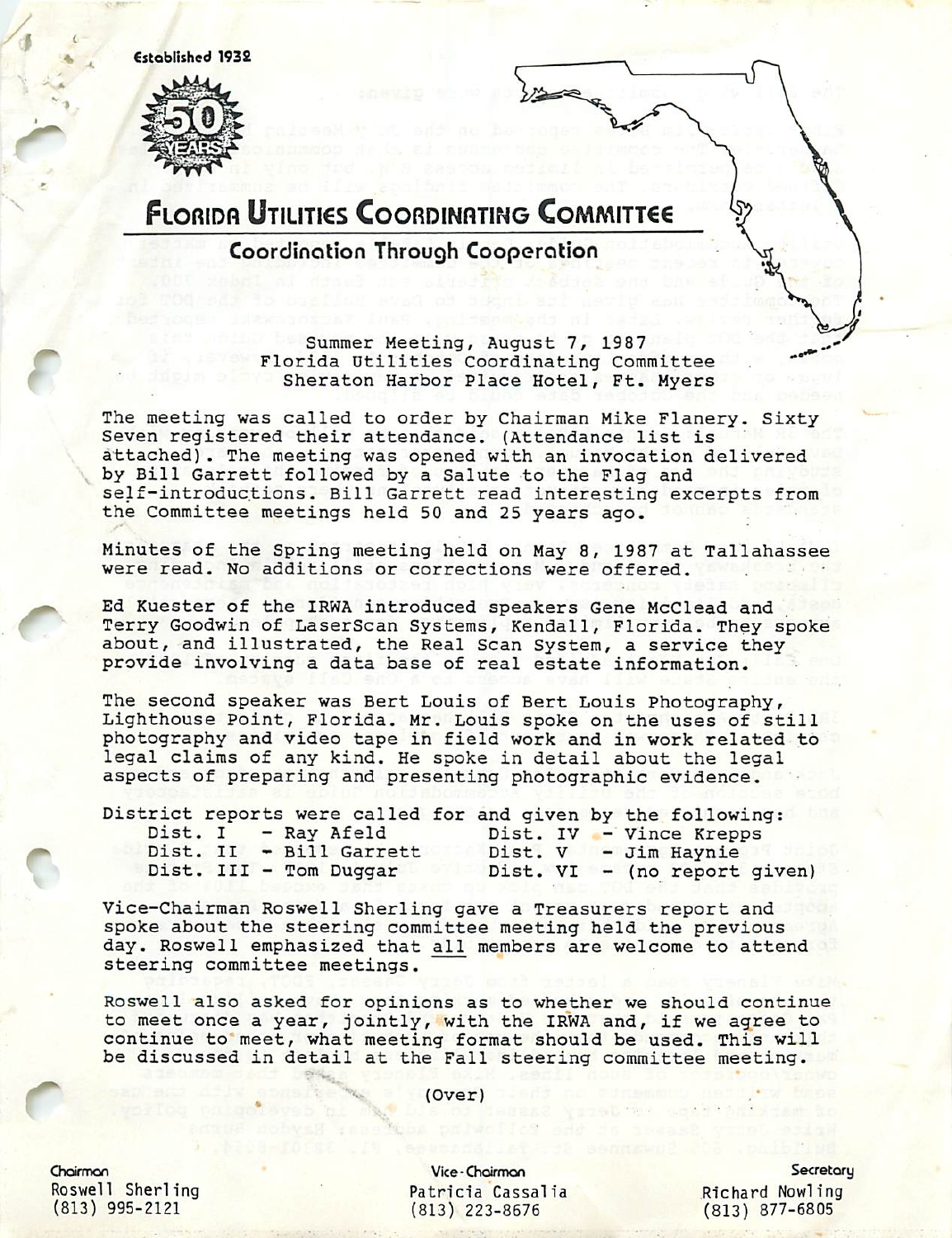Established 1932

50 YEARS

# Florida Utilities Coordinating Committee

## Coordination Through Cooperation

Summer Meeting, August 7, 1987
Florida Utilities Coordinating Committee
Sheraton Harbor Place Hotel, Ft. Myers

The meeting was called to order by Chairman Mike Flanery. Sixty Seven registered their attendance. (Attendance list is attached). The meeting was opened with an invocation delivered by Bill Garrett followed by a Salute to the Flag and self-introductions. Bill Garrett read interesting excerpts from the Committee meetings held 50 and 25 years ago.

Minutes of the Spring meeting held on May 8, 1987 at Tallahassee were read. No additions or corrections were offered.

Ed Kuester of the IRWA introduced speakers Gene McClead and Terry Goodwin of LaserScan Systems, Kendall, Florida. They spoke about, and illustrated, the Real Scan System, a service they provide involving a data base of real estate information.

The second speaker was Bert Louis of Bert Louis Photography, Lighthouse Point, Florida. Mr. Louis spoke on the uses of still photography and video tape in field work and in work related to legal claims of any kind. He spoke in detail about the legal aspects of preparing and presenting photographic evidence.

District reports were called for and given by the following:

| | | | |
|---|---|---|---|
| Dist. I | - Ray Afeld | Dist. IV | - Vince Krepps |
| Dist. II | - Bill Garrett | Dist. V | - Jim Haynie |
| Dist. III | - Tom Duggar | Dist. VI | - (no report given) |

Vice-Chairman Roswell Sherling gave a Treasurers report and spoke about the steering committee meeting held the previous day. Roswell emphasized that all members are welcome to attend steering committee meetings.

Roswell also asked for opinions as to whether we should continue to meet once a year, jointly, with the IRWA and, if we agree to continue to meet, what meeting format should be used. This will be discussed in detail at the Fall steering committee meeting.

(Over)

Chairman
Roswell Sherling
(813) 995-2121

Vice-Chairman
Patricia Cassalia
(813) 223-8676

Secretary
Richard Nowling
(813) 877-6805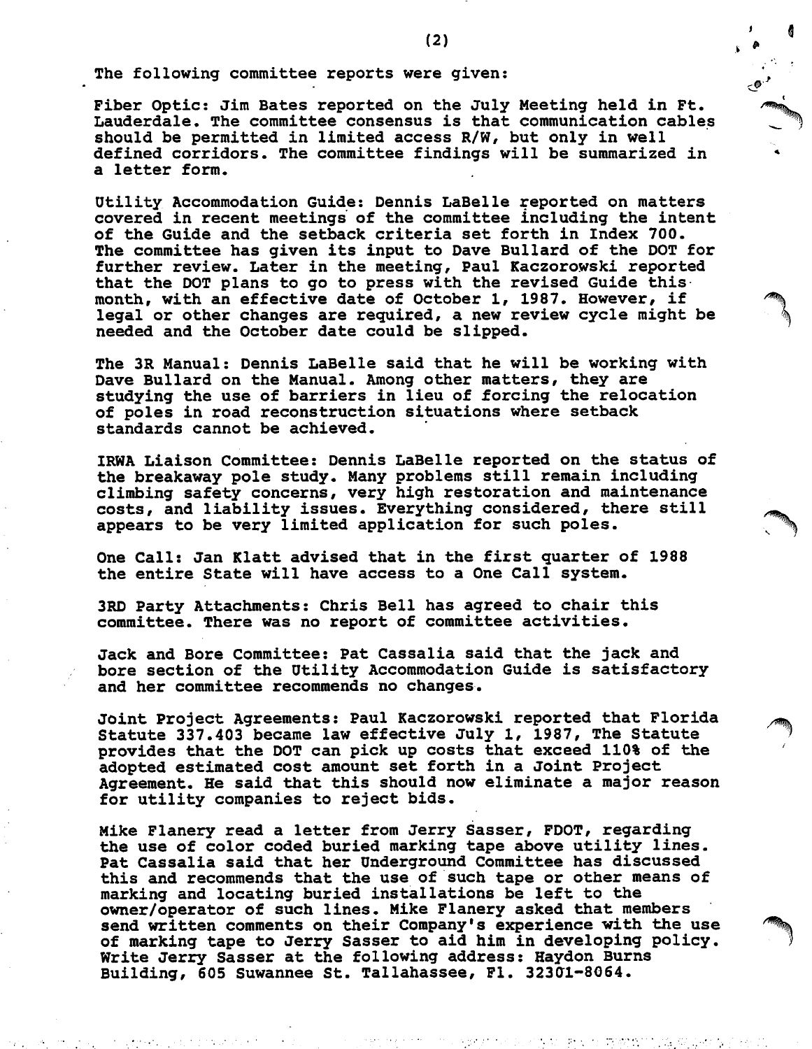The following committee reports were given:

Fiber Optic: Jim Bates reported on the July Meeting held in Ft. Lauderdale. The committee consensus is that communication cables should be permitted in limited access R/W, but only in well defined corridors. The committee findings will be summarized in a letter form.

Utility Accommodation Guide: Dennis LaBelle reported on matters covered in recent meetings of the committee including the intent of the Guide and the setback criteria set forth in Index 700. The committee has given its input to Dave Bullard of the DOT for further review. Later in the meeting, Paul Kaczorowski reported that the DOT plans to go to press with the revised Guide this month, with an effective date of October 1, 1987. However, if legal or other changes are required, a new review cycle might be needed and the October date could be slipped.

The 3R Manual: Dennis LaBelle said that he will be working with Dave Bullard on the Manual. Among other matters, they are studying the use of barriers in lieu of forcing the relocation of poles in road reconstruction situations where setback standards cannot be achieved.

IRWA Liaison Committee: Dennis LaBelle reported on the status of the breakaway pole study. Many problems still remain including climbing safety concerns, very high restoration and maintenance costs, and liability issues. Everything considered, there still appears to be very limited application for such poles.

One Call: Jan Klatt advised that in the first quarter of 1988 the entire State will have access to a One Call system.

3RD Party Attachments: Chris Bell has agreed to chair this committee. There was no report of committee activities.

Jack and Bore Committee: Pat Cassalia said that the jack and bore section of the Utility Accommodation Guide is satisfactory and her committee recommends no changes.

Joint Project Agreements: Paul Kaczorowski reported that Florida Statute 337.403 became law effective July 1, 1987, The Statute provides that the DOT can pick up costs that exceed 110% of the adopted estimated cost amount set forth in a Joint Project Agreement. He said that this should now eliminate a major reason for utility companies to reject bids.

Mike Flanery read a letter from Jerry Sasser, FDOT, regarding the use of color coded buried marking tape above utility lines. Pat Cassalia said that her Underground Committee has discussed this and recommends that the use of such tape or other means of marking and locating buried installations be left to the owner/operator of such lines. Mike Flanery asked that members send written comments on their Company's experience with the use of marking tape to Jerry Sasser to aid him in developing policy. Write Jerry Sasser at the following address: Haydon Burns Building, 605 Suwannee St. Tallahassee, Fl. 32301-8064.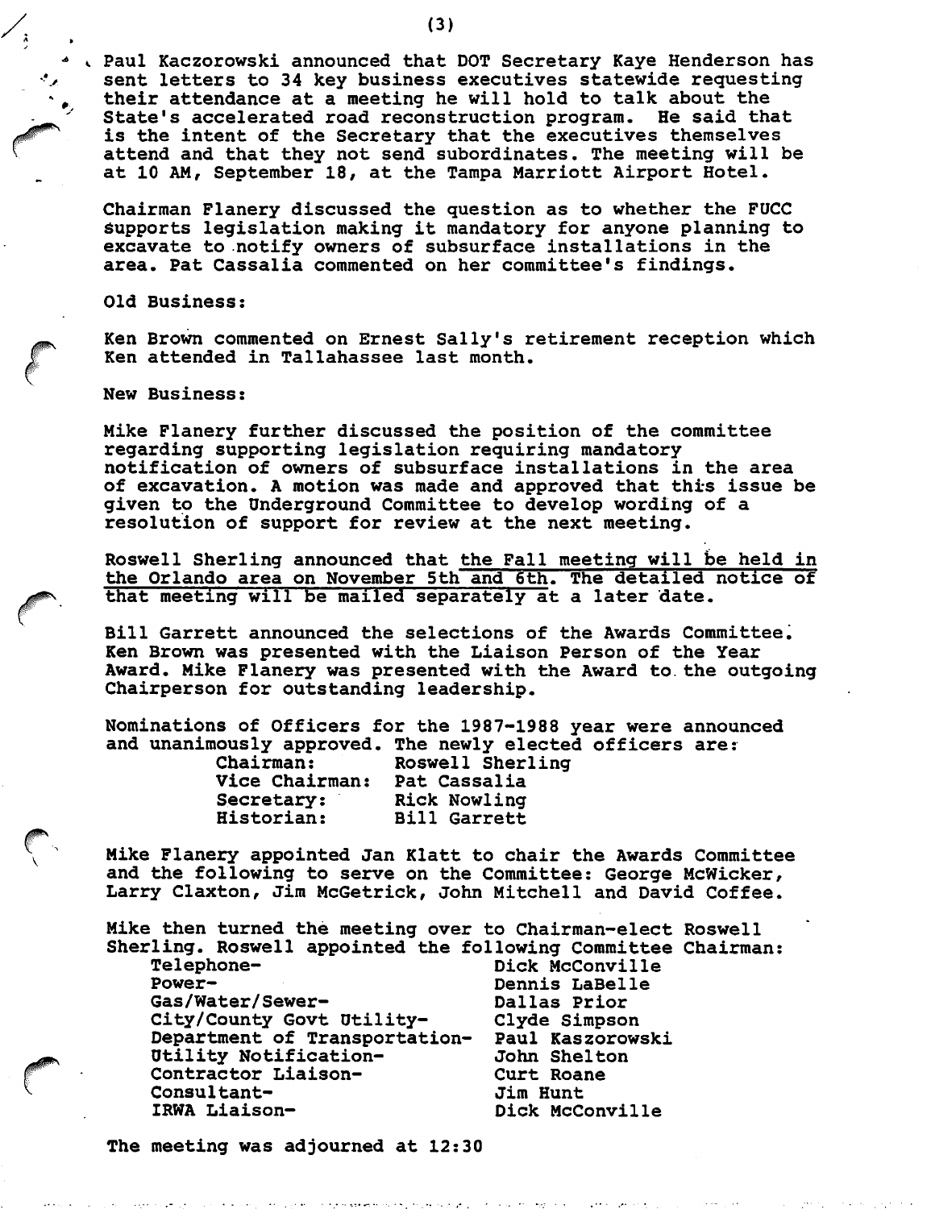Paul Kaczorowski announced that DOT Secretary Kaye Henderson has sent letters to 34 key business executives statewide requesting their attendance at a meeting he will hold to talk about the State's accelerated road reconstruction program. He said that is the intent of the Secretary that the executives themselves attend and that they not send subordinates. The meeting will be at 10 AM, September 18, at the Tampa Marriott Airport Hotel.

Chairman Flanery discussed the question as to whether the FUCC supports legislation making it mandatory for anyone planning to excavate to notify owners of subsurface installations in the area. Pat Cassalia commented on her committee's findings.

Old Business:

Ken Brown commented on Ernest Sally's retirement reception which Ken attended in Tallahassee last month.

New Business:

Mike Flanery further discussed the position of the committee regarding supporting legislation requiring mandatory notification of owners of subsurface installations in the area of excavation. A motion was made and approved that this issue be given to the Underground Committee to develop wording of a resolution of support for review at the next meeting.

Roswell Sherling announced that <u>the Fall meeting will be held in the Orlando area on November 5th and 6th. The detailed notice of that meeting will be mailed separately</u> at a later date.

Bill Garrett announced the selections of the Awards Committee. Ken Brown was presented with the Liaison Person of the Year Award. Mike Flanery was presented with the Award to the outgoing Chairperson for outstanding leadership.

Nominations of Officers for the 1987-1988 year were announced and unanimously approved. The newly elected officers are:

| | |
|---|---|
| Chairman: | Roswell Sherling |
| Vice Chairman: | Pat Cassalia |
| Secretary: | Rick Nowling |
| Historian: | Bill Garrett |

Mike Flanery appointed Jan Klatt to chair the Awards Committee and the following to serve on the Committee: George McWicker, Larry Claxton, Jim McGetrick, John Mitchell and David Coffee.

Mike then turned the meeting over to Chairman-elect Roswell Sherling. Roswell appointed the following Committee Chairman:

| | |
|---|---|
| Telephone- | Dick McConville |
| Power- | Dennis LaBelle |
| Gas/Water/Sewer- | Dallas Prior |
| City/County Govt Utility- | Clyde Simpson |
| Department of Transportation- | Paul Kaszorowski |
| Utility Notification- | John Shelton |
| Contractor Liaison- | Curt Roane |
| Consultant- | Jim Hunt |
| IRWA Liaison- | Dick McConville |

The meeting was adjourned at 12:30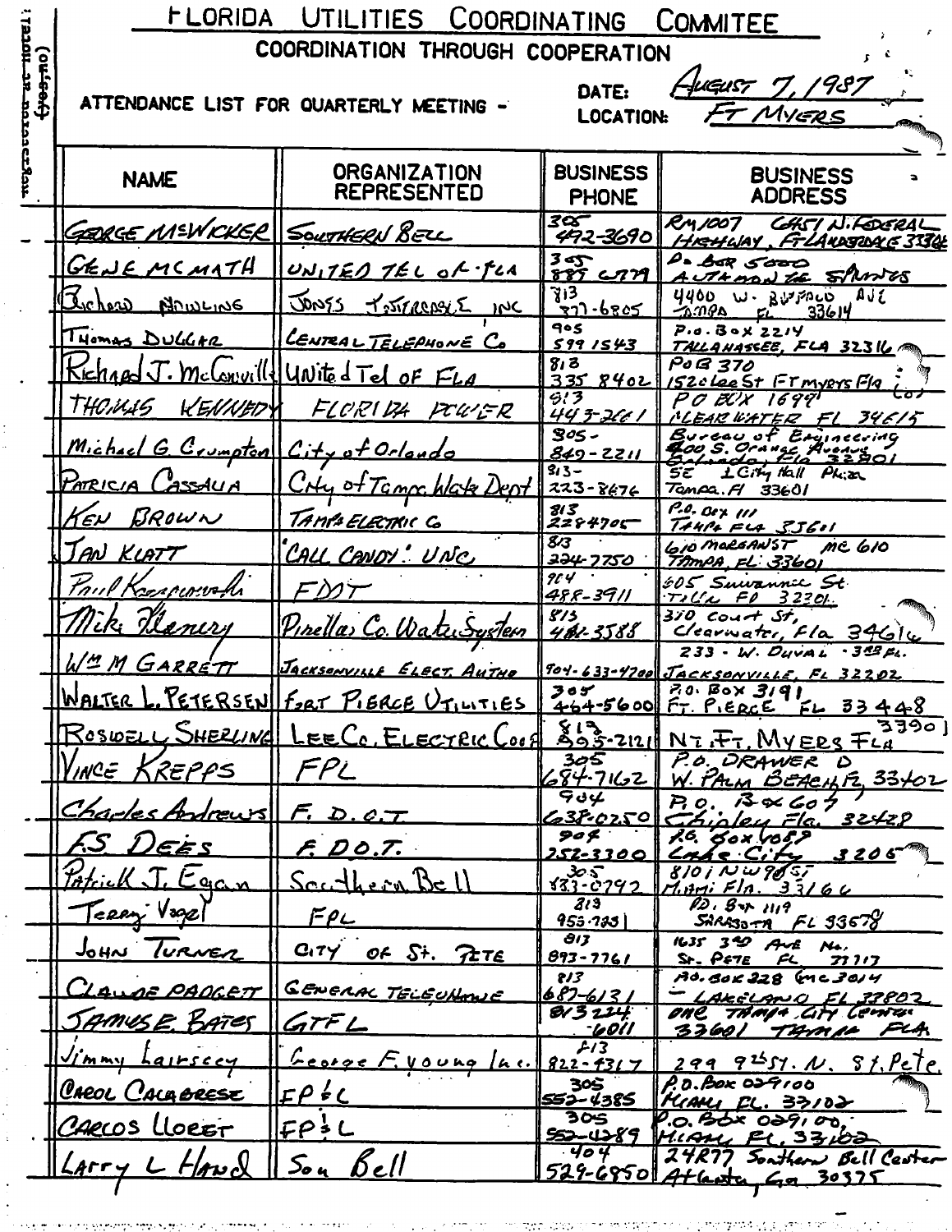# FLORIDA UTILITIES COORDINATING COMMITEE

## COORDINATION THROUGH COOPERATION

ATTENDANCE LIST FOR QUARTERLY MEETING -

DATE: August 7, 1987

LOCATION: Ft Myers

| NAME | ORGANIZATION REPRESENTED | BUSINESS PHONE | BUSINESS ADDRESS |
|---|---|---|---|
| George McWicker | Southern Bell | 305 492-3690 | Rm 1007 6451 N. Federal Highway, Ft Lauderdale 33308 |
| Gene McMath | United Tel of Fla | 305 889 6279 | P.O. Box 5000 Altamonte Springs |
| Richard Nowling | Jones Intercable Inc | 813 877-6805 | 4400 W. Buffalo Ave Tampa FL 33614 |
| Thomas Duggar | Central Telephone Co | 904 599 1543 | P.O. Box 2214 Tallahassee, Fla 32316 |
| Richard J. McConville | United Tel of Fla | 813 335 8402 | PoB 370 1520 Lee St Ft Myers Fla |
| Thomas Kennedy | Florida Power | 813 443-2661 | PO Box 1699 Clearwater Fl 34615 |
| Michael G. Crumpton | City of Orlando | 305-849-2211 | Bureau of Engineering 400 S. Orange Avenue Orlando, Fla 32801 |
| Patricia Cassalia | City of Tampa Water Dept | 813-223-8476 | 5E 1 City Hall Plaza Tampa, Fl 33601 |
| Ken Brown | Tampa Electric Co | 813 228 4705 | P.O. Box 111 Tampa Fla 33601 |
| Jan Klatt | "Call Candy" Inc | 813 224-7750 | 610 Morgan St MC 610 Tampa, FL 33601 |
| Paul Kosciemski | FDOT | 904 488-3911 | 605 Suwannee St. Tall. Fl 32301 |
| Mike Henery | Pinellas Co. Water System | 813 462-3588 | 310 Court St, Clearwater, Fla 34616 |
| Wm M Garrett | Jacksonville Elect. Autho | 904-633-4700 | 233 - W. Duval - 3rd Fl. Jacksonville, FL 32202 |
| Walter L. Petersen | Fort Pierce Utilities | 305 464-5600 | P.O. Box 3191 Ft. Pierce FL 33448 |
| Roswell Sherling | Lee Co. Electric Coop | 813 995-2121 | N. Ft. Myers Fla 33901 |
| Vince Krepps | FPL | 305 684-7162 | P.O. Drawer D W. Palm Beach, Fl 33402 |
| Charles Andrews | F.D.O.T. | 904 638-0250 | P.O. Box 607 Chipley Fla. 32428 |
| F.S. Dees | F.D.O.T. | 904 752-3300 | P.O. Box 1089 Lake City 32055 |
| Patrick J. Egan | Southern Bell | 305 883-0792 | 8101 NW 98 St Miami Fla. 33166 |
| Terry Vogel | FPL | 813 953-7231 | P.O. Box 1119 Sarasota FL 33578 |
| John Turner | City of St. Pete | 813 893-7761 | 1635 3rd Ave No. St. Pete FL 33713 |
| Claude Padgett | General Telephone | 813 687-6131 | P.O. Box 228 MC 3014 Lakeland FL 33802 |
| James E. Bates | GTFL | 813 224-6011 | One Tampa City Center 33601 Tampa Fla |
| Jimmy Lairscey | George F. Young Inc. | 813 822-4317 | 299 9th St. N. St. Pete. |
| Carol Calabrese | FP&L | 305 552-4385 | P.O. Box 029100 Miami FL. 33102 |
| Carlos Lloret | FP&L | 305 552-4289 | P.O. Box 029100, Miami FL. 33102 |
| Larry L Hand | Sou Bell | 404 529-6850 | 24R77 Southern Bell Center Atlanta, Ga 30375 |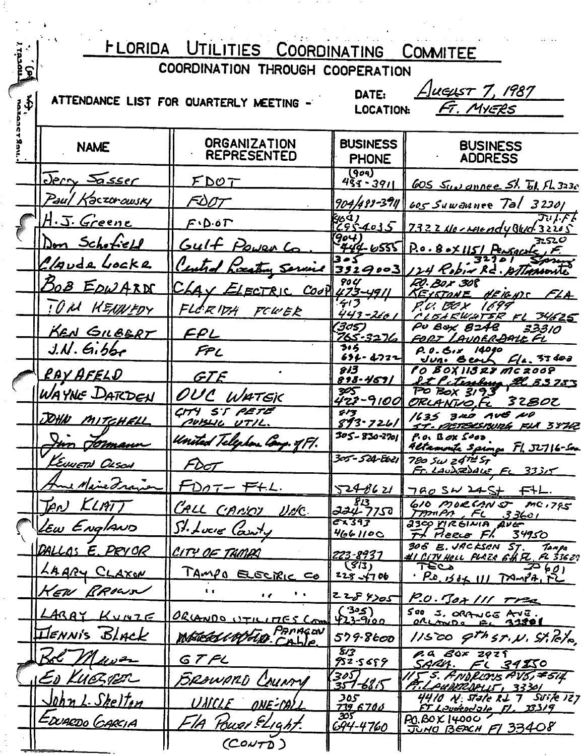# FLORIDA UTILITIES COORDINATING COMMITEE

## COORDINATION THROUGH COOPERATION

ATTENDANCE LIST FOR QUARTERLY MEETING - DATE: August 7, 1987 LOCATION: Ft. Myers

| NAME | ORGANIZATION REPRESENTED | BUSINESS PHONE | BUSINESS ADDRESS |
|---|---|---|---|
| Jerry Sasser | FDOT | (904) 488-3911 | 605 Suwannee St. Tal. FL 3230 |
| Paul Kaczorowsky | FDOT | 904/488-3911 | 605 Suwannee Tal 32301 |
| H.J. Greene | F.D.O.T | (904) 695-4035 | 7322 No. Mendy Blvd. Jax. Fl. 32205 |
| Don Schofield | Gulf Power Co. | (904) 444-6555 | P.O. Box 1151 Pensacola, F. 32520 |
| Claude Locke | Central Locating Service | 305 3329003 | 124 Robin Rd. Altamonte Springs 32701 |
| BOB EDWARDS | CLAY ELECTRIC COOP | 904 473-4911 | P.O. BOX 308 KEYSTONE HEIGHTS FLA |
| TOM KENNEDY | FLORIDA POWER | 813 443-2661 | P.O. BOX 1699 CLEARWATER FL 34625 |
| KEN GILBERT | FPL | (305) 765-3276 | PO BOX 8248 FORT LAUDERDALE FL 33310 |
| J.N. Gibbs | FPL | 305 694-4722 | P.O. Box 14000 Juno Beach Fla. 33408 |
| RAY AFELD | GTE | 813 898-4591 | PO BOX 11328 MC 2008 St Petersburg FL 33733 |
| WAYNE DARDEN | OUC WATER | 305 423-9100 | PO BOX 3193 ORLANDO, FL 32802 |
| JOHN MITCHELL | CITY ST PETE PUBLIC UTIL. | 813 893-7261 | 1635 3RD AVE NO ST. PETERSBURG FLA 33713 |
| Jim Lormann | United Telephone Comp. of Fl. | 305-830-2701 | P.O. Box 5000 Altamonte Springs Fl. 32716-5000 |
| KENNETH OLSON | FDOT | 305-524-8621 | 780 SW 24TH ST FT. LAUDERDALE, FL 33315 |
| Ann Marie Frazier | FDOT - FTL. | 524-8621 | 780 SW 24 St FTL. |
| JAN KLATT | CALL CANDY INC. | 813 224-7750 | 610 MORGAN ST MC:795 TAMPA, FL 33601 |
| Lew England | St. Lucie County | ex 393 4661100 | 2300 VIRGINIA AVE Ft Pierce Fl. 34950 |
| DALLAS E. PRYOR | CITY OF TAMPA | 223-8937 | 306 E. JACKSON ST. #1 CITY HALL PLAZA 6th FL. Tampa FL 33602 |
| LARRY CLAXON | TAMPA ELECTRIC CO | (813) 228-4706 | TECO P.O. BOX 111 TAMPA, FL 33601 |
| KEN BROWN | " " " | 228 4705 | P.O. BOX 111 TPA |
| LARRY KUNTZ | ORLANDO UTILITIES Com | (305) 423-9100 | 500 S. ORANGE AVE. ORLANDO FL 32801 |
| DENNIS BLACK | PARAGON CABLE | 579-8600 | 11500 9th ST. N. St. Pete |
| Bob Mauer | GTFL | 813 952-5659 | P.O. BOX 2929 SARA. FL 34230 |
| ED KUESTER | BROWARD COUNTY | (305) 357-6815 | 115 S. ANDREWS AVE, #514 Ft. LAUDERDALE, 33301 |
| John L. Shelton | UNCLE ONE-CALL | 305 739 6700 | 4410 N. State Rd 7 Suite 127 Ft Lauderdale, Fl. 33319 |
| EDUARDO GARCIA | Fla Power & Light | 305 694-4760 | P.O. BOX 14000 JUNO BEACH Fl 33408 |

(CONT'D)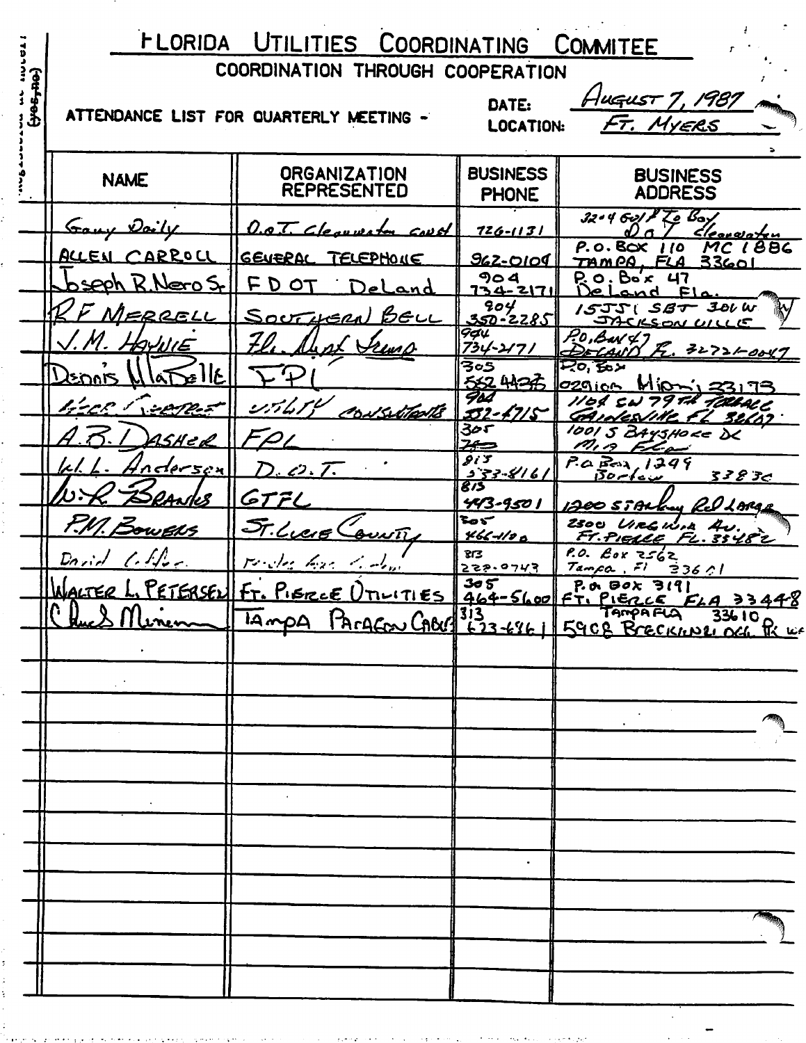# FLORIDA UTILITIES COORDINATING COMMITEE

## COORDINATION THROUGH COOPERATION

ATTENDANCE LIST FOR QUARTERLY MEETING -

DATE: August 7, 1987
LOCATION: Ft. Myers

| NAME | ORGANIZATION REPRESENTED | BUSINESS PHONE | BUSINESS ADDRESS |
|---|---|---|---|
| Gary Daily | D.O.T. Clearwater const | 726-1131 | 3204 Gulf To Bay DOT Clearwater |
| ALLEN CARROLL | GENERAL TELEPHONE | 962-0109 | P.O. BOX 110 MC 1886 TAMPA, FLA 33601 |
| Joseph R. Nero Sr. | FDOT DeLand | 904 734-2171 | P.O. Box 47 DeLand Fla. |
| RF MERRELL | SOUTHERN BELL | 904 350-2285 | 15J51 SBT 301 W JACKSONVILLE |
| J.M. Haynie | Fla. Dept Transp | 904 734-2171 | P.O. Box 47 DeLand FL. 32721-0047 |
| Dennis LaBelle | FPL | 305 552 4435 | P.O. Box 029100 Miami 33173 |
| ... | UTILITY CONSULTANTS | 904 332-6715 | 1104 SW 79th Terrace Gainesville FL 32607 |
| A.B. Dasher | FPL | 305 ... | 1001 S Bayshore Dr Mia Fla |
| W.L. Andersen | D.O.T. | 813 533-8161 | P.O. Box 1249 Bartow 33830 |
| W.R. Brandes | GTFL | 813 443-9501 | 1280 Starkey Rd Largo |
| P.M. Bowers | St. Lucie County | 305 466-1100 | 2300 Virginia Av. Ft. Pierce FL. 33482 |
| David ... | ... | 813 228-0743 | P.O. Box 2562 Tampa, Fl 33601 |
| WALTER L. PETERSEN | FT. PIERCE UTILITIES | 305 464-5600 | P.O. BOX 3191 FT. PIERCE FLA 33448 |
| Chuck Minimum | TAMPA PARAGON CABLE | 813 623-6861 | 5908 Breckinridge Pk W TAMPA FLA 33610 |